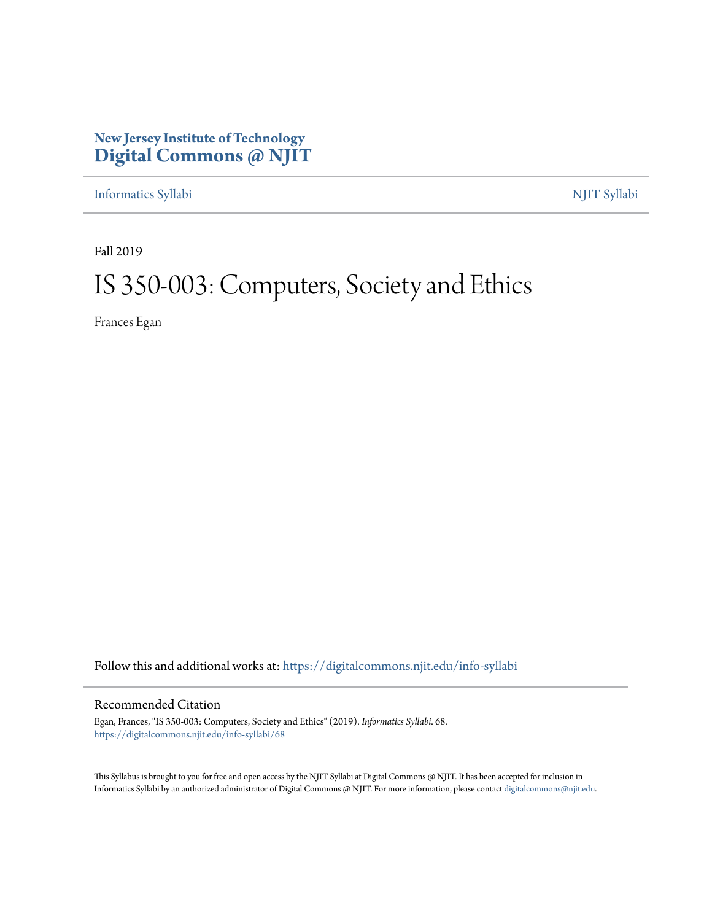# New Jersey Institute of Technology
# Digital Commons @ NJIT

Informatics Syllabi | NJIT Syllabi

Fall 2019

# IS 350-003: Computers, Society and Ethics

Frances Egan

Follow this and additional works at: https://digitalcommons.njit.edu/info-syllabi

## Recommended Citation

Egan, Frances, "IS 350-003: Computers, Society and Ethics" (2019). *Informatics Syllabi*. 68.
https://digitalcommons.njit.edu/info-syllabi/68

This Syllabus is brought to you for free and open access by the NJIT Syllabi at Digital Commons @ NJIT. It has been accepted for inclusion in Informatics Syllabi by an authorized administrator of Digital Commons @ NJIT. For more information, please contact digitalcommons@njit.edu.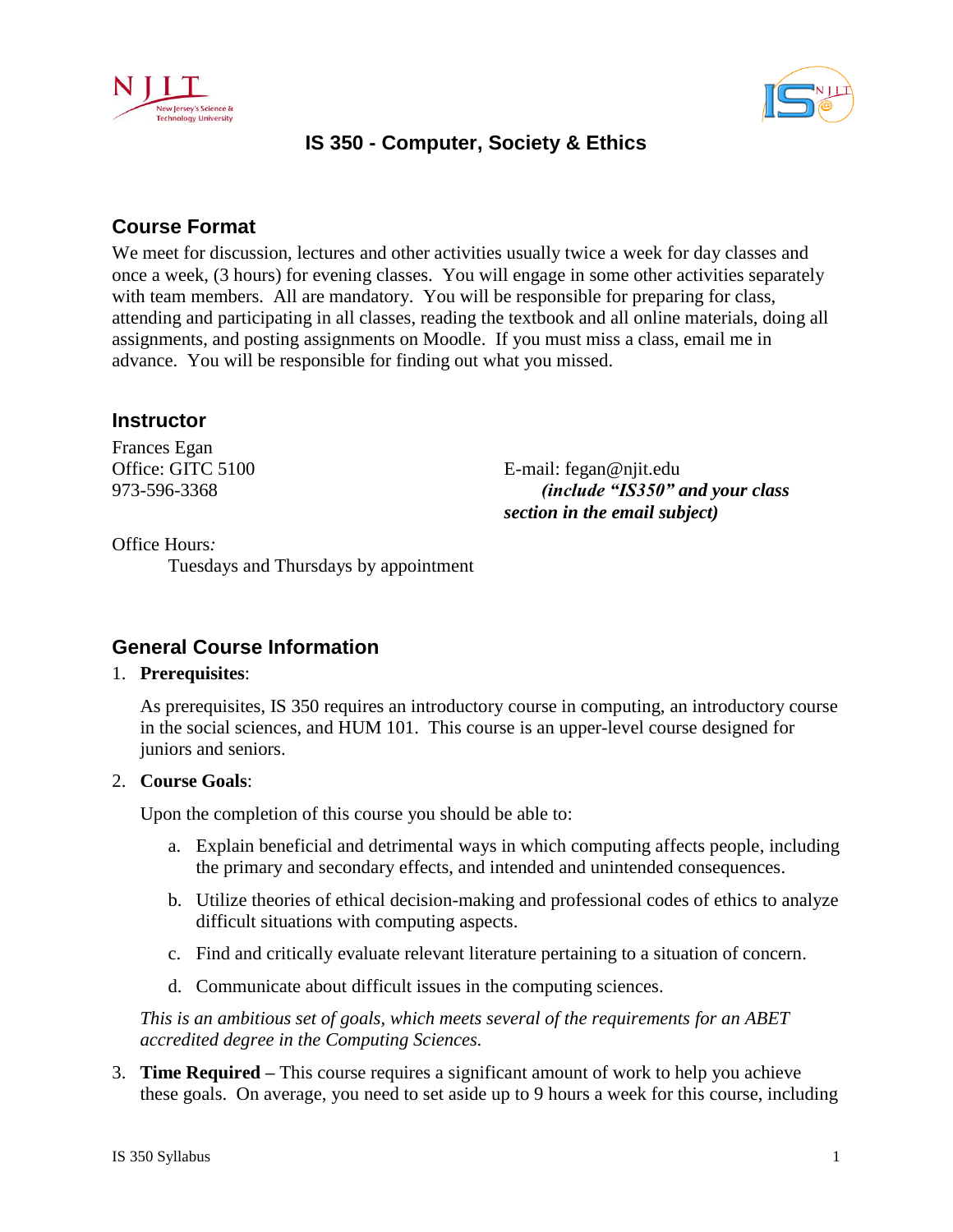# IS 350 - Computer, Society & Ethics

## Course Format

We meet for discussion, lectures and other activities usually twice a week for day classes and once a week, (3 hours) for evening classes. You will engage in some other activities separately with team members. All are mandatory. You will be responsible for preparing for class, attending and participating in all classes, reading the textbook and all online materials, doing all assignments, and posting assignments on Moodle. If you must miss a class, email me in advance. You will be responsible for finding out what you missed.

## Instructor

Frances Egan
Office: GITC 5100
973-596-3368

E-mail: fegan@njit.edu
***(include "IS350" and your class section in the email subject)***

Office Hours*:*
Tuesdays and Thursdays by appointment

## General Course Information

1. **Prerequisites**:

   As prerequisites, IS 350 requires an introductory course in computing, an introductory course in the social sciences, and HUM 101. This course is an upper-level course designed for juniors and seniors.

2. **Course Goals**:

   Upon the completion of this course you should be able to:

   a. Explain beneficial and detrimental ways in which computing affects people, including the primary and secondary effects, and intended and unintended consequences.

   b. Utilize theories of ethical decision-making and professional codes of ethics to analyze difficult situations with computing aspects.

   c. Find and critically evaluate relevant literature pertaining to a situation of concern.

   d. Communicate about difficult issues in the computing sciences.

   *This is an ambitious set of goals, which meets several of the requirements for an ABET accredited degree in the Computing Sciences.*

3. **Time Required –** This course requires a significant amount of work to help you achieve these goals. On average, you need to set aside up to 9 hours a week for this course, including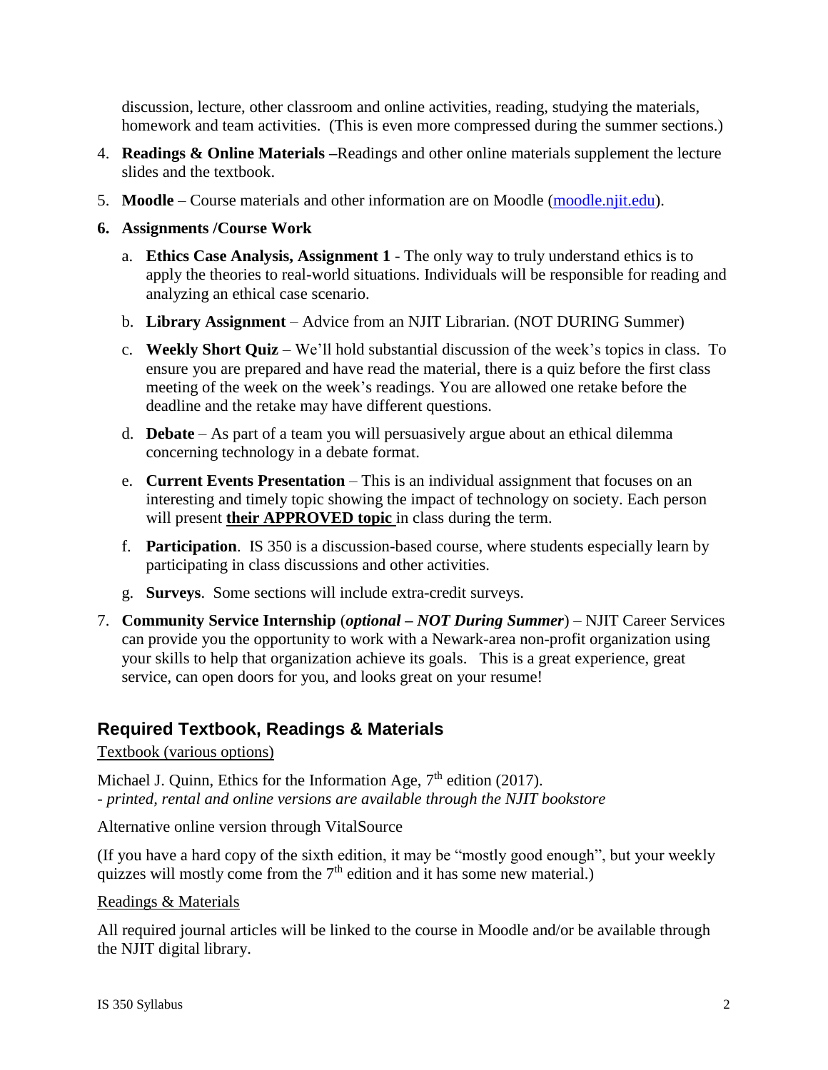discussion, lecture, other classroom and online activities, reading, studying the materials, homework and team activities. (This is even more compressed during the summer sections.)

4. **Readings & Online Materials –**Readings and other online materials supplement the lecture slides and the textbook.
5. **Moodle** – Course materials and other information are on Moodle (moodle.njit.edu).
6. **Assignments /Course Work**
   a. **Ethics Case Analysis, Assignment 1** - The only way to truly understand ethics is to apply the theories to real-world situations. Individuals will be responsible for reading and analyzing an ethical case scenario.
   b. **Library Assignment** – Advice from an NJIT Librarian. (NOT DURING Summer)
   c. **Weekly Short Quiz** – We'll hold substantial discussion of the week's topics in class. To ensure you are prepared and have read the material, there is a quiz before the first class meeting of the week on the week's readings. You are allowed one retake before the deadline and the retake may have different questions.
   d. **Debate** – As part of a team you will persuasively argue about an ethical dilemma concerning technology in a debate format.
   e. **Current Events Presentation** – This is an individual assignment that focuses on an interesting and timely topic showing the impact of technology on society. Each person will present **their APPROVED topic** in class during the term.
   f. **Participation**. IS 350 is a discussion-based course, where students especially learn by participating in class discussions and other activities.
   g. **Surveys**. Some sections will include extra-credit surveys.
7. **Community Service Internship** (***optional – NOT During Summer***) – NJIT Career Services can provide you the opportunity to work with a Newark-area non-profit organization using your skills to help that organization achieve its goals. This is a great experience, great service, can open doors for you, and looks great on your resume!

## Required Textbook, Readings & Materials

Textbook (various options)

Michael J. Quinn, Ethics for the Information Age, 7th edition (2017).
- *printed, rental and online versions are available through the NJIT bookstore*

Alternative online version through VitalSource

(If you have a hard copy of the sixth edition, it may be "mostly good enough", but your weekly quizzes will mostly come from the 7th edition and it has some new material.)

Readings & Materials

All required journal articles will be linked to the course in Moodle and/or be available through the NJIT digital library.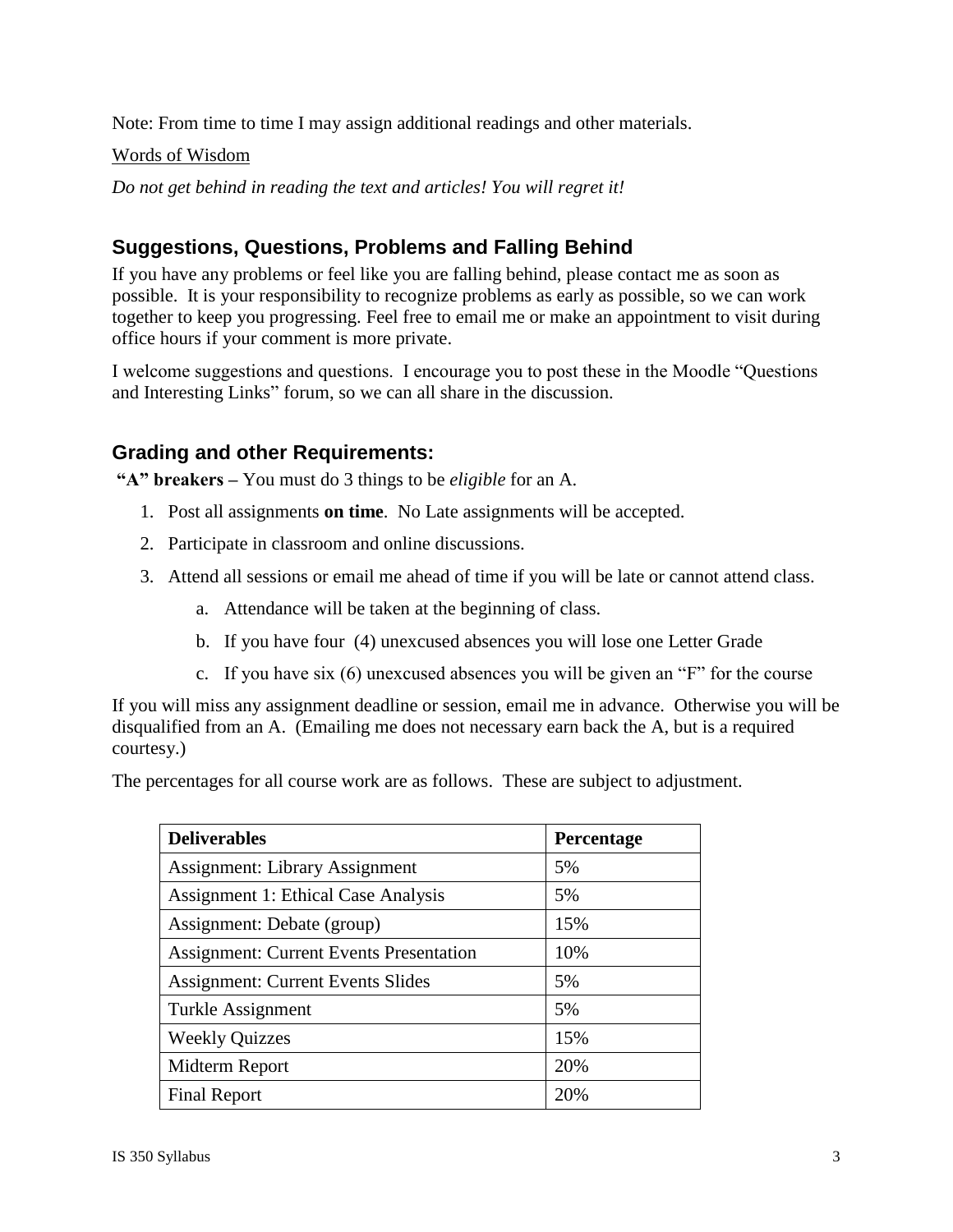Note: From time to time I may assign additional readings and other materials.

Words of Wisdom

*Do not get behind in reading the text and articles! You will regret it!*

## Suggestions, Questions, Problems and Falling Behind

If you have any problems or feel like you are falling behind, please contact me as soon as possible. It is your responsibility to recognize problems as early as possible, so we can work together to keep you progressing. Feel free to email me or make an appointment to visit during office hours if your comment is more private.

I welcome suggestions and questions. I encourage you to post these in the Moodle "Questions and Interesting Links" forum, so we can all share in the discussion.

## Grading and other Requirements:

**"A" breakers –** You must do 3 things to be *eligible* for an A.

1. Post all assignments **on time**. No Late assignments will be accepted.
2. Participate in classroom and online discussions.
3. Attend all sessions or email me ahead of time if you will be late or cannot attend class.
   a. Attendance will be taken at the beginning of class.
   b. If you have four (4) unexcused absences you will lose one Letter Grade
   c. If you have six (6) unexcused absences you will be given an "F" for the course

If you will miss any assignment deadline or session, email me in advance. Otherwise you will be disqualified from an A. (Emailing me does not necessary earn back the A, but is a required courtesy.)

The percentages for all course work are as follows. These are subject to adjustment.

| **Deliverables** | **Percentage** |
|---|---|
| Assignment: Library Assignment | 5% |
| Assignment 1: Ethical Case Analysis | 5% |
| Assignment: Debate (group) | 15% |
| Assignment: Current Events Presentation | 10% |
| Assignment: Current Events Slides | 5% |
| Turkle Assignment | 5% |
| Weekly Quizzes | 15% |
| Midterm Report | 20% |
| Final Report | 20% |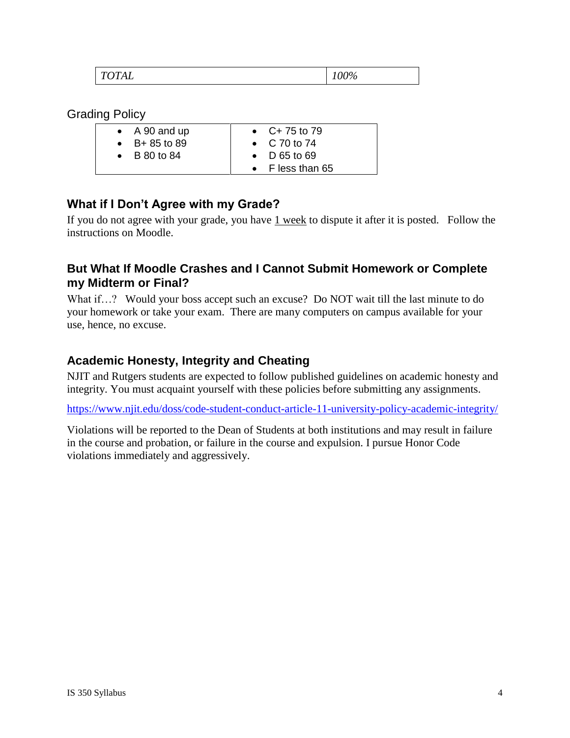| | |
|---|---|
| *TOTAL* | *100%* |

Grading Policy

| | |
|---|---|
| • A 90 and up<br>• B+ 85 to 89<br>• B 80 to 84 | • C+ 75 to 79<br>• C 70 to 74<br>• D 65 to 69<br>• F less than 65 |

### What if I Don't Agree with my Grade?

If you do not agree with your grade, you have <u>1 week</u> to dispute it after it is posted. Follow the instructions on Moodle.

### But What If Moodle Crashes and I Cannot Submit Homework or Complete my Midterm or Final?

What if…? Would your boss accept such an excuse? Do NOT wait till the last minute to do your homework or take your exam. There are many computers on campus available for your use, hence, no excuse.

### Academic Honesty, Integrity and Cheating

NJIT and Rutgers students are expected to follow published guidelines on academic honesty and integrity. You must acquaint yourself with these policies before submitting any assignments.

https://www.njit.edu/doss/code-student-conduct-article-11-university-policy-academic-integrity/

Violations will be reported to the Dean of Students at both institutions and may result in failure in the course and probation, or failure in the course and expulsion. I pursue Honor Code violations immediately and aggressively.